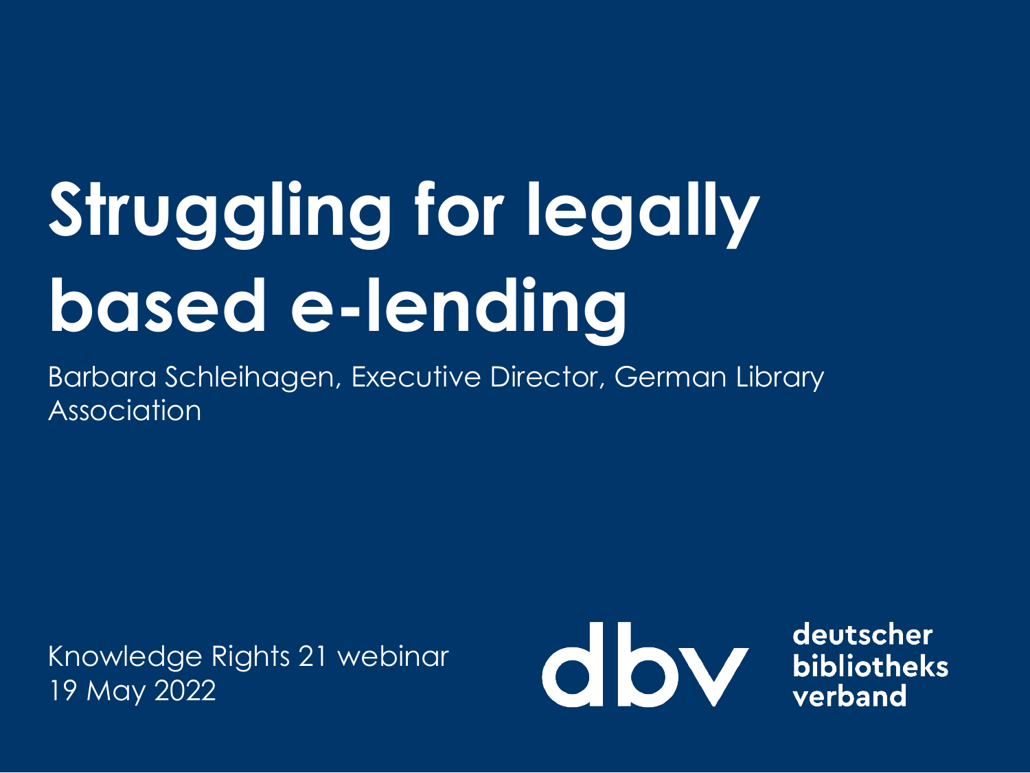# Struggling for legally based e-lending

Barbara Schleihagen, Executive Director, German Library Association

Knowledge Rights 21 webinar
19 May 2022

dbv deutscher bibliotheks verband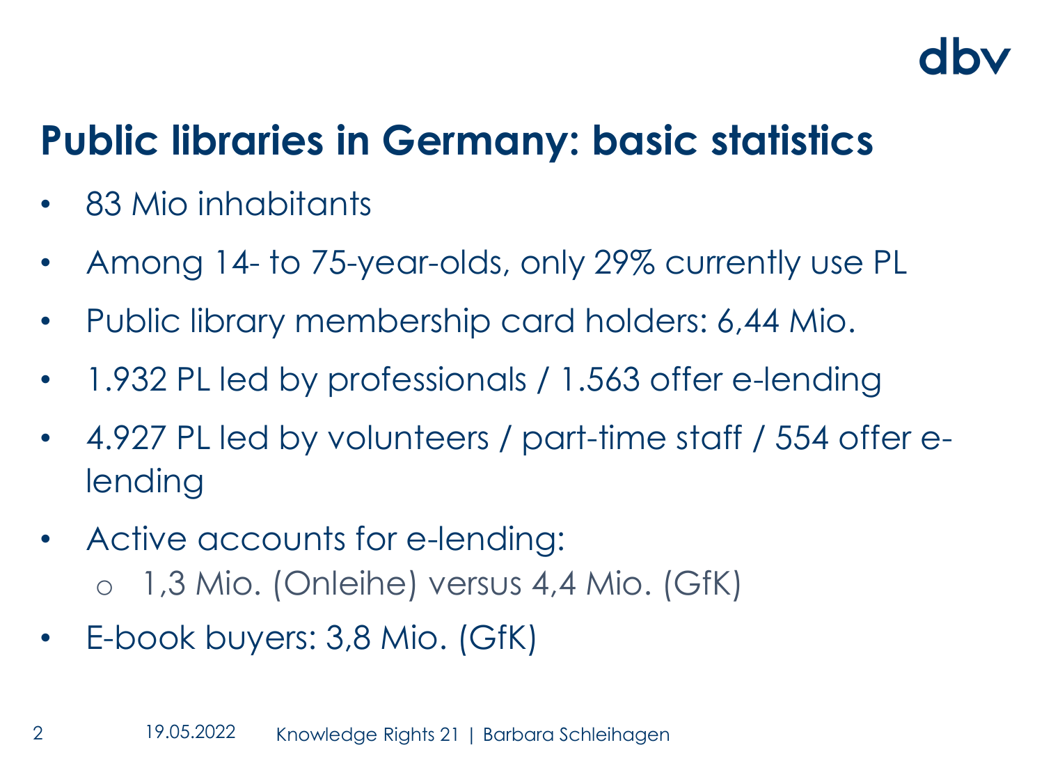## Public libraries in Germany: basic statistics

- 83 Mio inhabitants
- Among 14- to 75-year-olds, only 29% currently use PL
- Public library membership card holders: 6,44 Mio.
- 1.932 PL led by professionals / 1.563 offer e-lending
- 4.927 PL led by volunteers / part-time staff / 554 offer e-lending
- Active accounts for e-lending:
  - 1,3 Mio. (Onleihe) versus 4,4 Mio. (GfK)
- E-book buyers: 3,8 Mio. (GfK)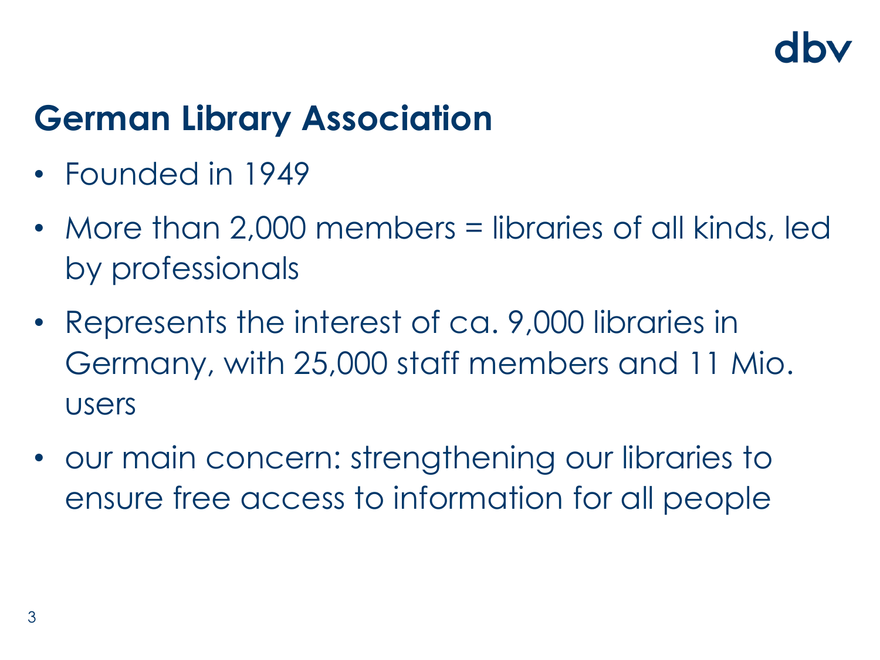## German Library Association

- Founded in 1949
- More than 2,000 members = libraries of all kinds, led by professionals
- Represents the interest of ca. 9,000 libraries in Germany, with 25,000 staff members and 11 Mio. users
- our main concern: strengthening our libraries to ensure free access to information for all people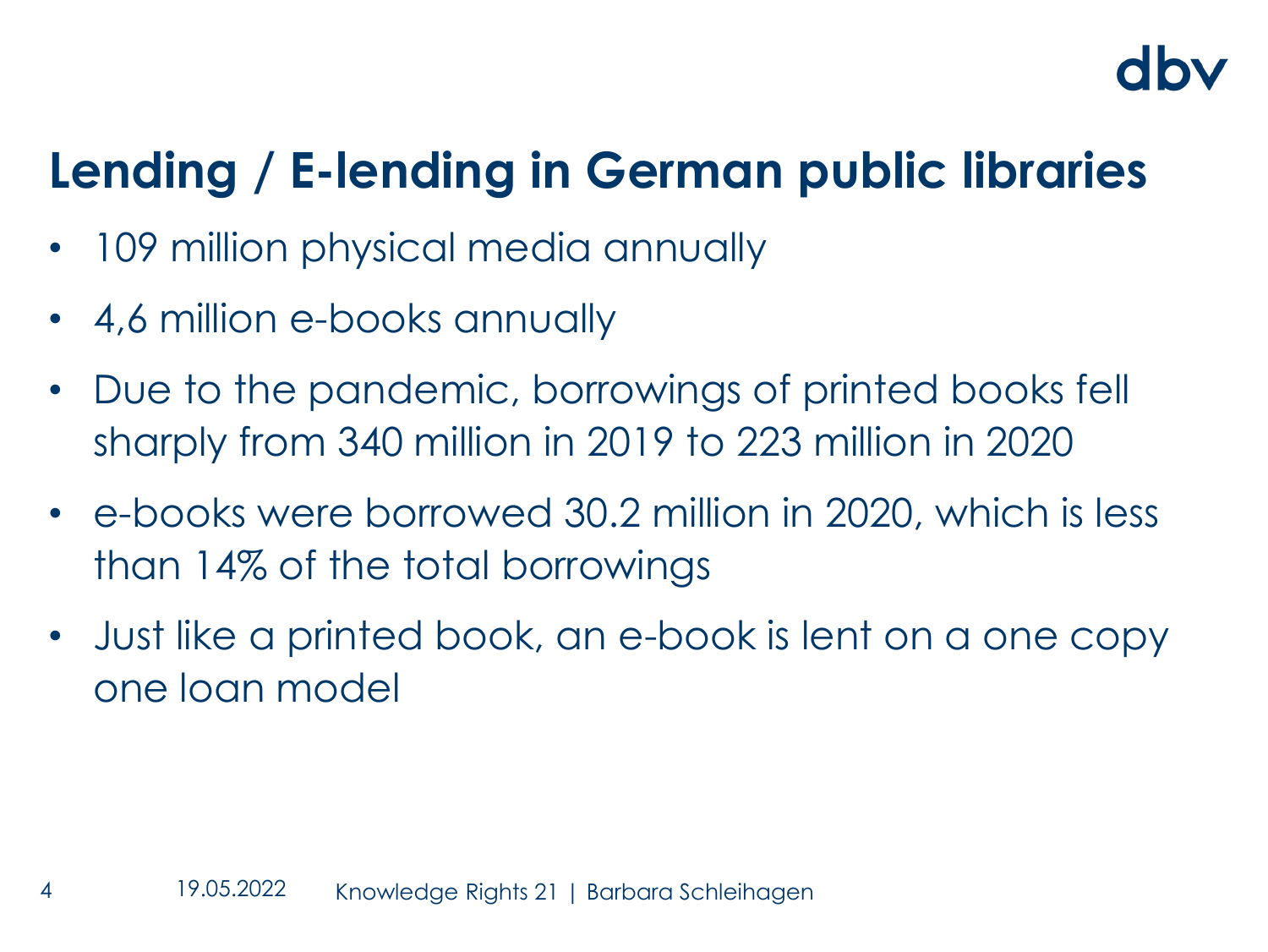# Lending / E-lending in German public libraries

- 109 million physical media annually
- 4,6 million e-books annually
- Due to the pandemic, borrowings of printed books fell sharply from 340 million in 2019 to 223 million in 2020
- e-books were borrowed 30.2 million in 2020, which is less than 14% of the total borrowings
- Just like a printed book, an e-book is lent on a one copy one loan model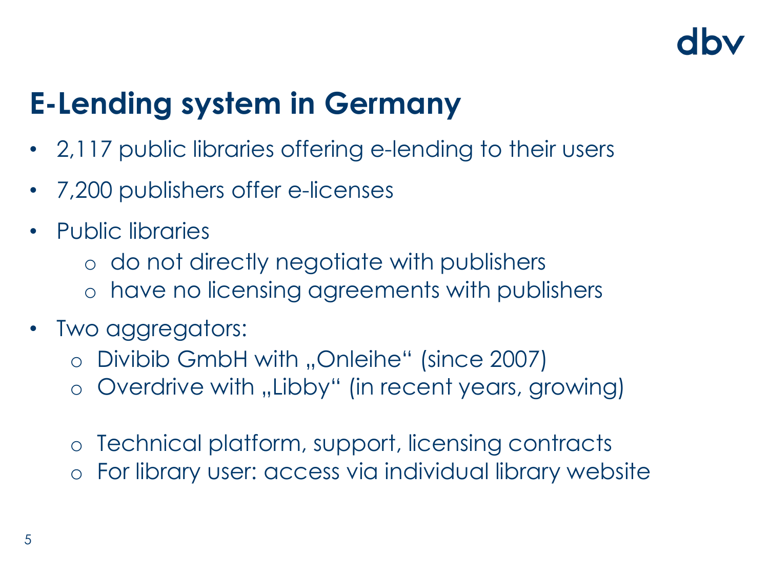# E-Lending system in Germany

- 2,117 public libraries offering e-lending to their users
- 7,200 publishers offer e-licenses
- Public libraries
  - do not directly negotiate with publishers
  - have no licensing agreements with publishers
- Two aggregators:
  - Divibib GmbH with „Onleihe" (since 2007)
  - Overdrive with „Libby" (in recent years, growing)

  - Technical platform, support, licensing contracts
  - For library user: access via individual library website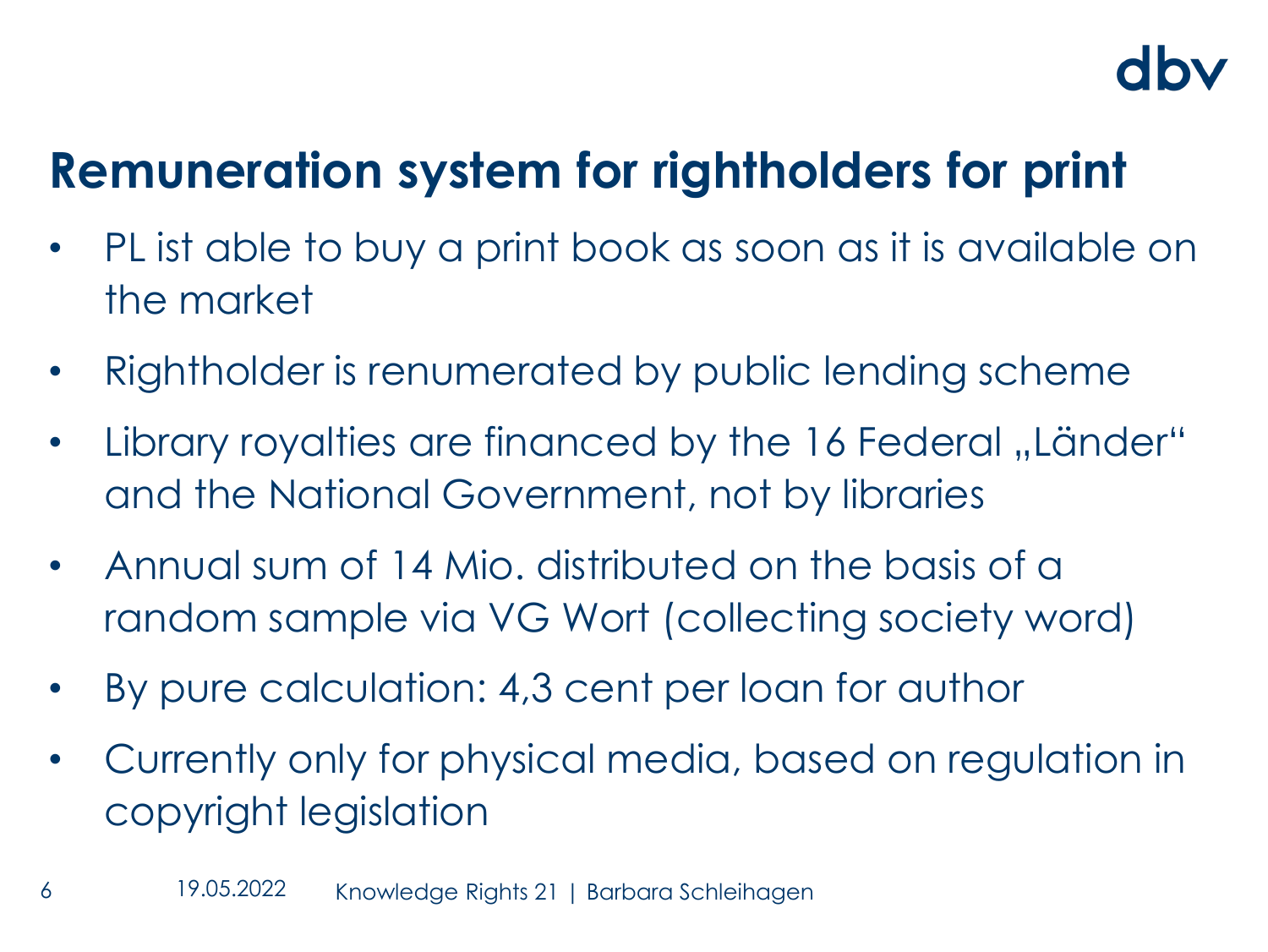# Remuneration system for rightholders for print

- PL ist able to buy a print book as soon as it is available on the market
- Rightholder is renumerated by public lending scheme
- Library royalties are financed by the 16 Federal „Länder“ and the National Government, not by libraries
- Annual sum of 14 Mio. distributed on the basis of a random sample via VG Wort (collecting society word)
- By pure calculation: 4,3 cent per loan for author
- Currently only for physical media, based on regulation in copyright legislation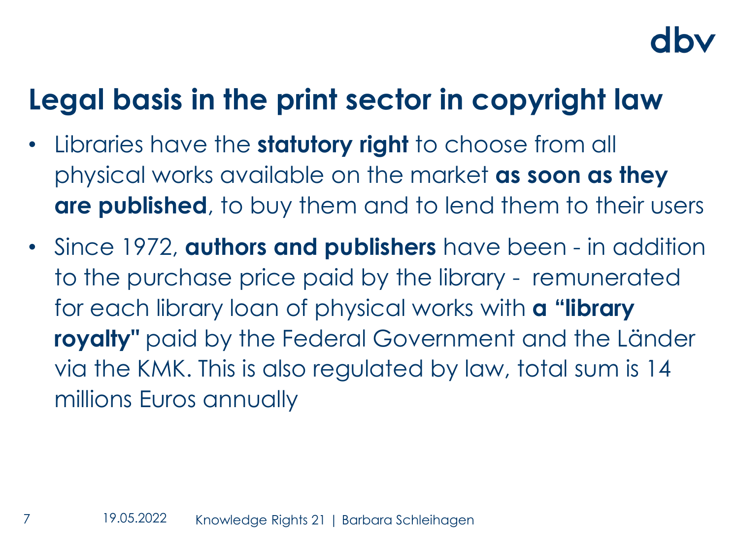## Legal basis in the print sector in copyright law

- Libraries have the **statutory right** to choose from all physical works available on the market **as soon as they are published**, to buy them and to lend them to their users
- Since 1972, **authors and publishers** have been - in addition to the purchase price paid by the library - remunerated for each library loan of physical works with **a "library royalty"** paid by the Federal Government and the Länder via the KMK. This is also regulated by law, total sum is 14 millions Euros annually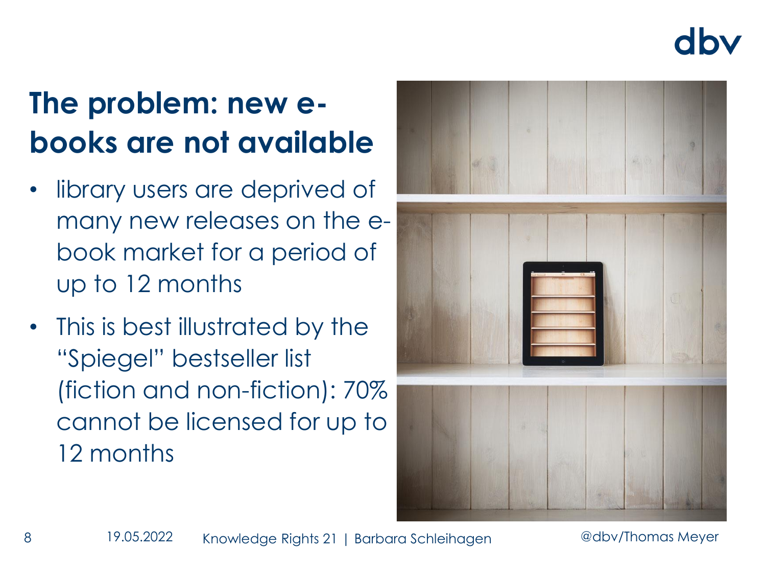# The problem: new e-books are not available

- library users are deprived of many new releases on the e-book market for a period of up to 12 months
- This is best illustrated by the “Spiegel” bestseller list (fiction and non-fiction): 70% cannot be licensed for up to 12 months

@dbv/Thomas Meyer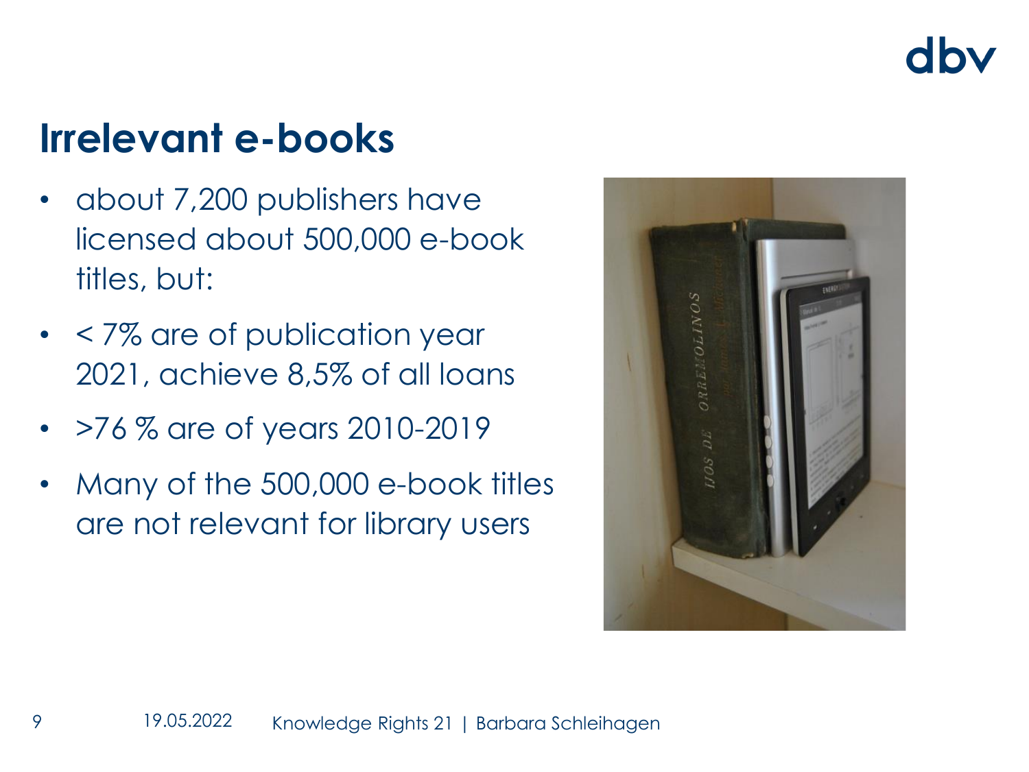# Irrelevant e-books

- about 7,200 publishers have licensed about 500,000 e-book titles, but:
- < 7% are of publication year 2021, achieve 8,5% of all loans
- >76 % are of years 2010-2019
- Many of the 500,000 e-book titles are not relevant for library users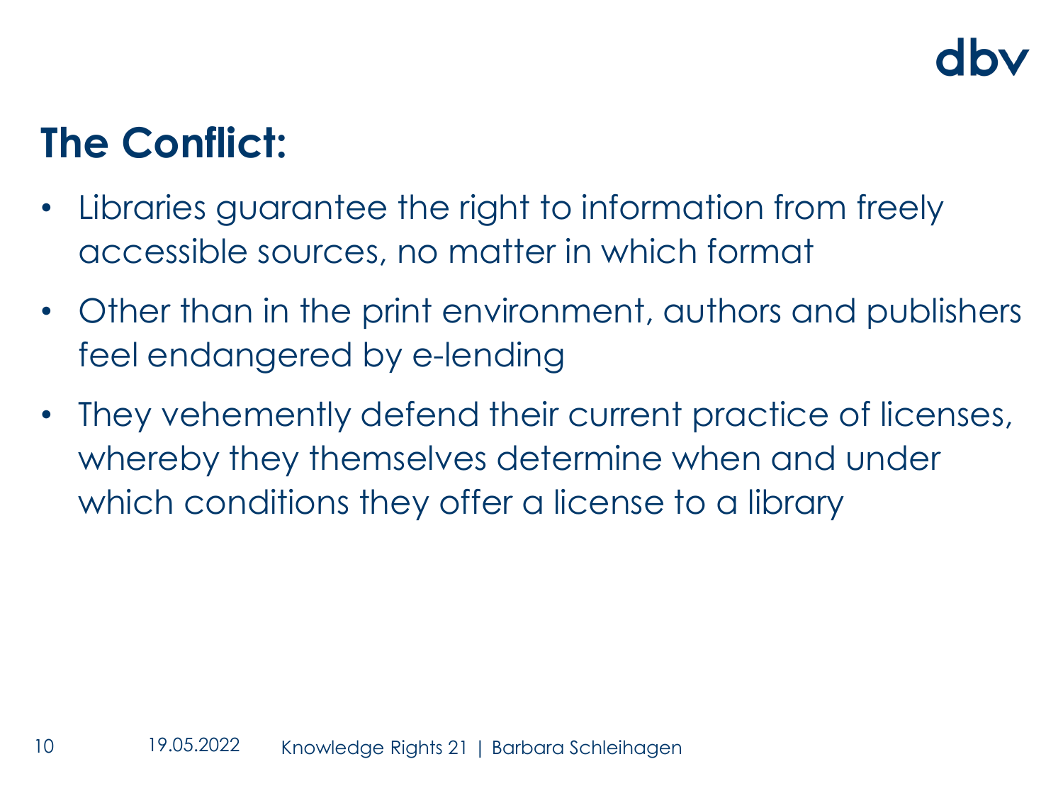## The Conflict:

- Libraries guarantee the right to information from freely accessible sources, no matter in which format
- Other than in the print environment, authors and publishers feel endangered by e-lending
- They vehemently defend their current practice of licenses, whereby they themselves determine when and under which conditions they offer a license to a library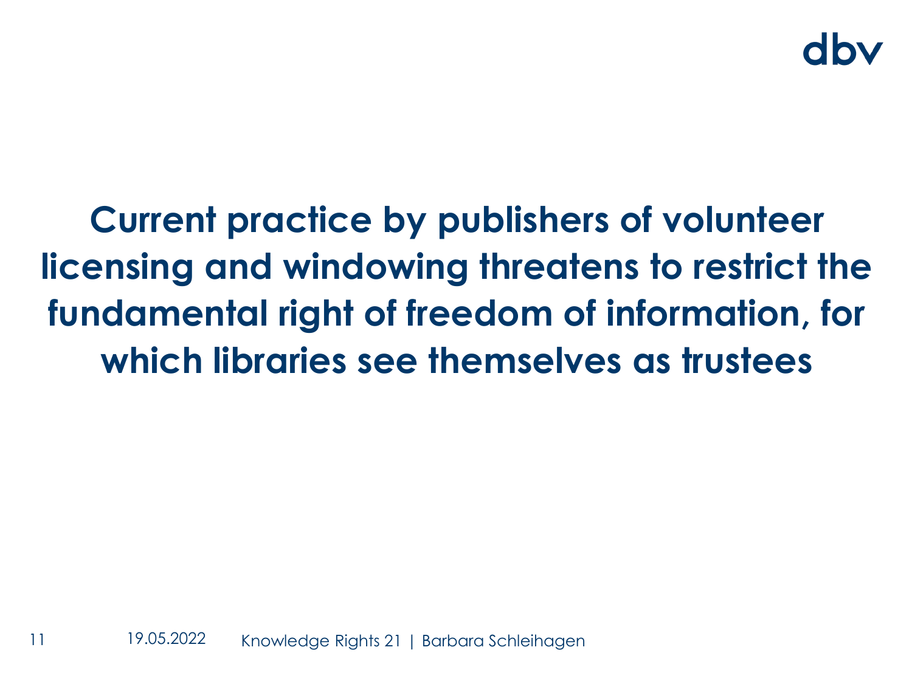**Current practice by publishers of volunteer licensing and windowing threatens to restrict the fundamental right of freedom of information, for which libraries see themselves as trustees**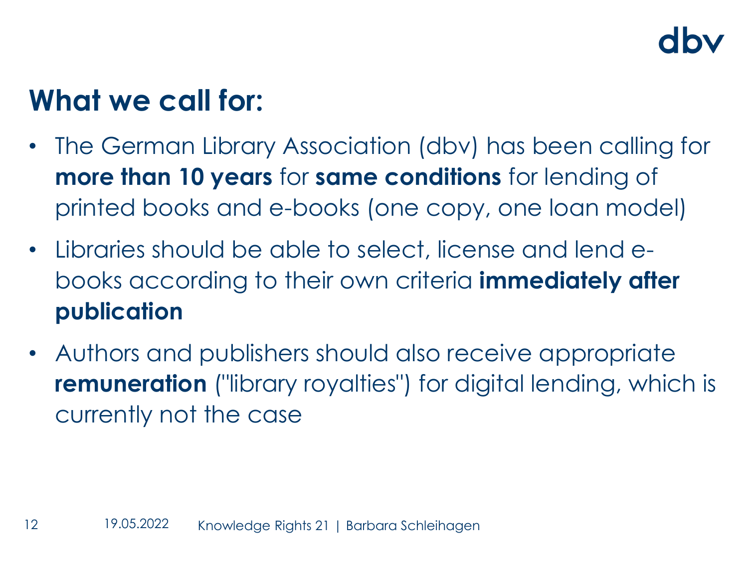## What we call for:

- The German Library Association (dbv) has been calling for **more than 10 years** for **same conditions** for lending of printed books and e-books (one copy, one loan model)
- Libraries should be able to select, license and lend e-books according to their own criteria **immediately after publication**
- Authors and publishers should also receive appropriate **remuneration** ("library royalties") for digital lending, which is currently not the case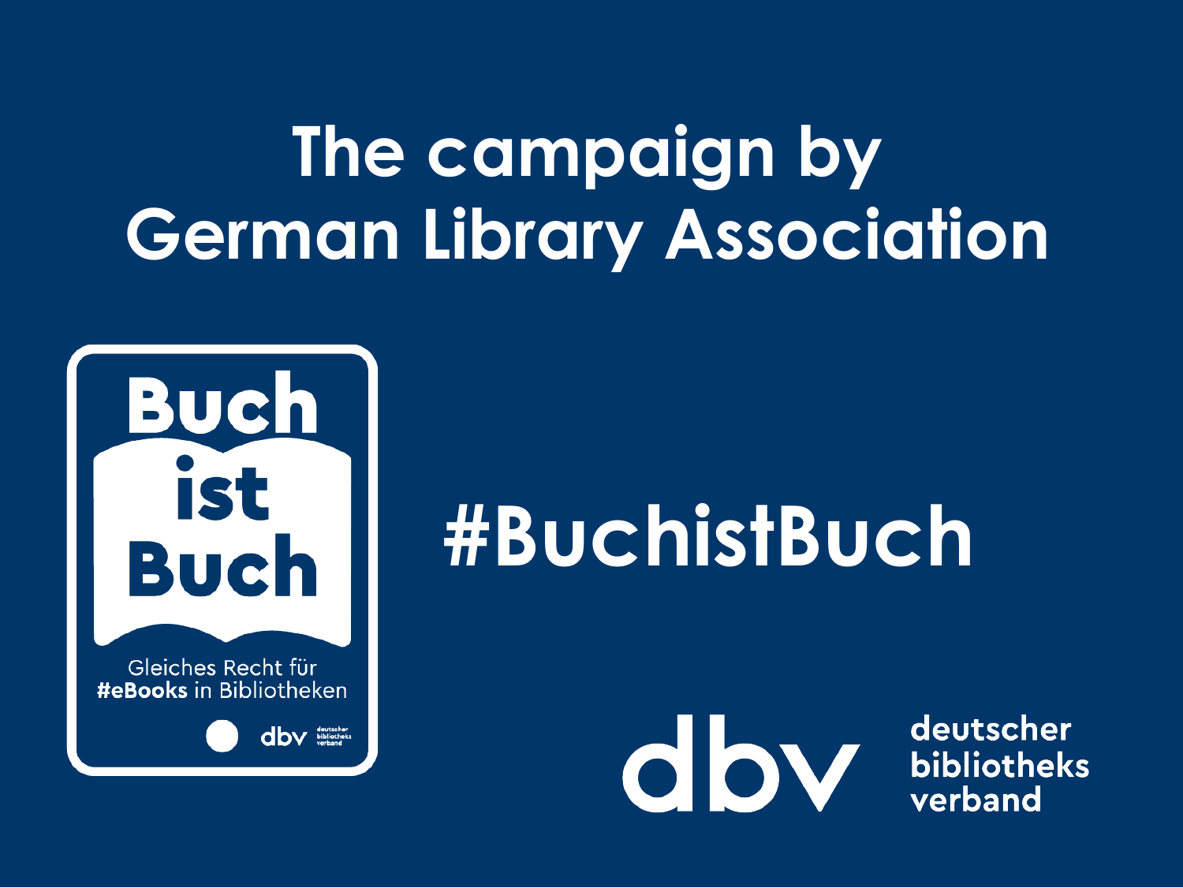# The campaign by German Library Association

Buch ist Buch

Gleiches Recht für **#eBooks** in Bibliotheken

dbv deutscher bibliotheks verband

## #BuchistBuch

dbv deutscher bibliotheks verband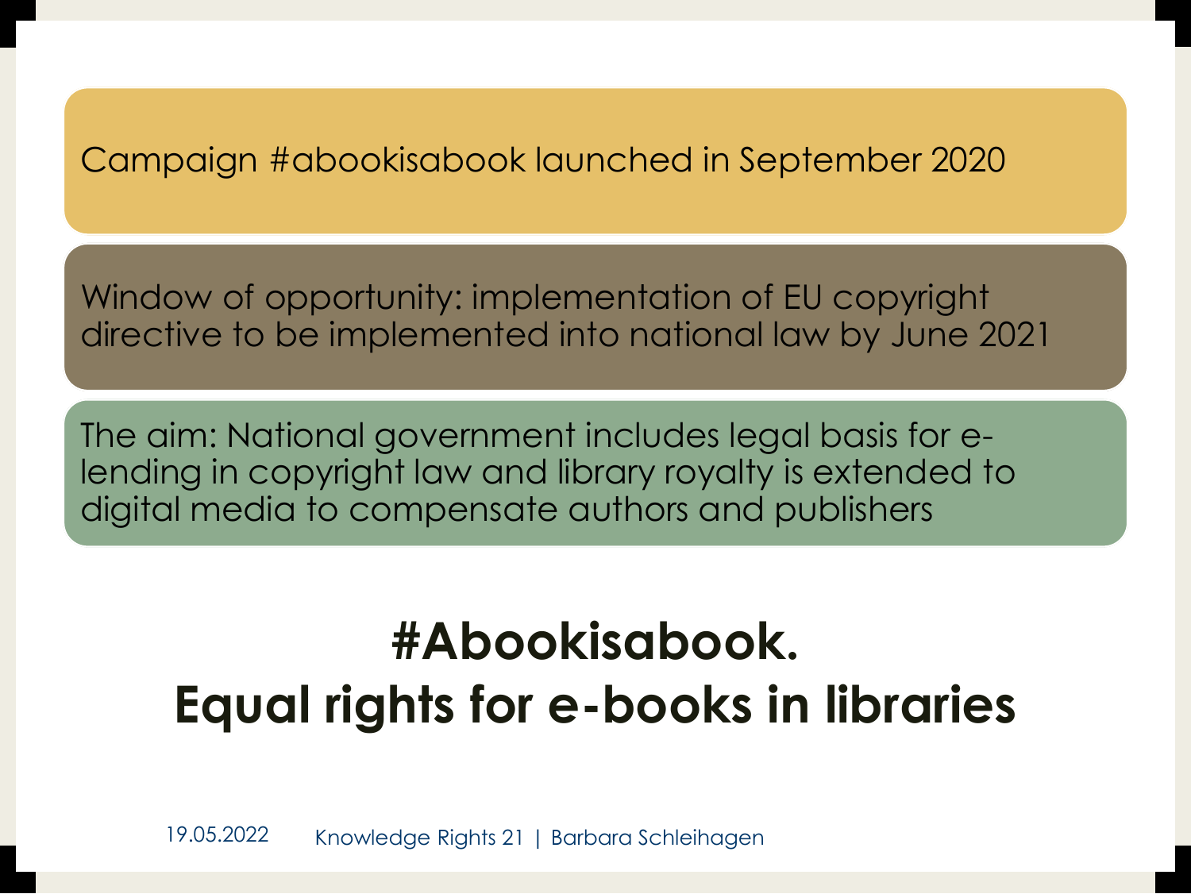Campaign #abookisabook launched in September 2020

Window of opportunity: implementation of EU copyright directive to be implemented into national law by June 2021

The aim: National government includes legal basis for e-lending in copyright law and library royalty is extended to digital media to compensate authors and publishers

# #Abookisabook. Equal rights for e-books in libraries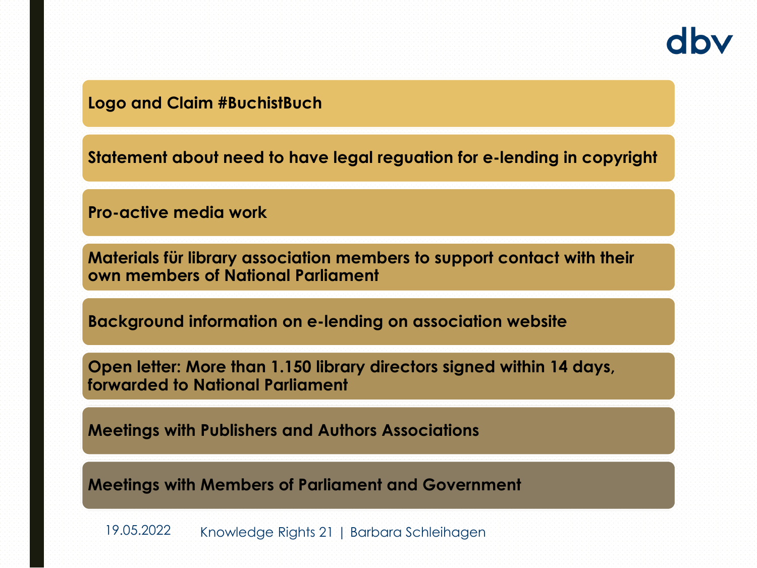- **Logo and Claim #BuchistBuch**
- **Statement about need to have legal reguation for e-lending in copyright**
- **Pro-active media work**
- **Materials für library association members to support contact with their own members of National Parliament**
- **Background information on e-lending on association website**
- **Open letter: More than 1.150 library directors signed within 14 days, forwarded to National Parliament**
- **Meetings with Publishers and Authors Associations**
- **Meetings with Members of Parliament and Government**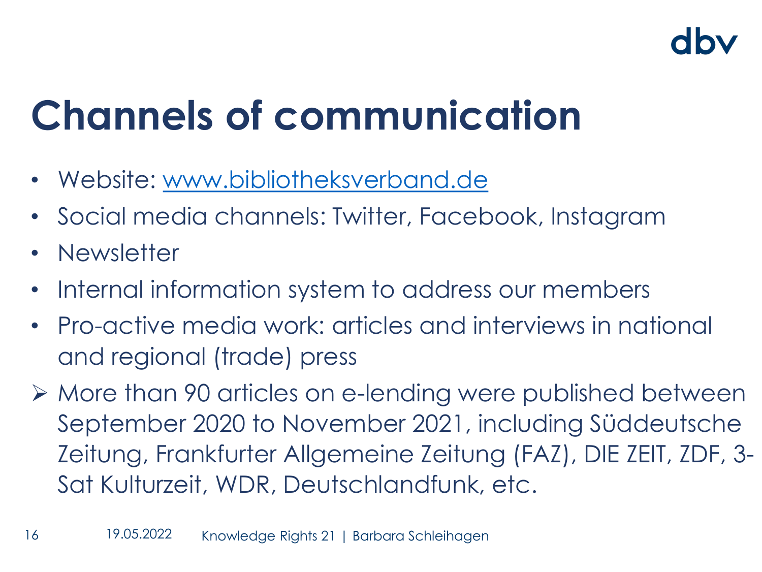# Channels of communication

- Website: [www.bibliotheksverband.de](http://www.bibliotheksverband.de)
- Social media channels: Twitter, Facebook, Instagram
- Newsletter
- Internal information system to address our members
- Pro-active media work: articles and interviews in national and regional (trade) press

➢ More than 90 articles on e-lending were published between September 2020 to November 2021, including Süddeutsche Zeitung, Frankfurter Allgemeine Zeitung (FAZ), DIE ZEIT, ZDF, 3-Sat Kulturzeit, WDR, Deutschlandfunk, etc.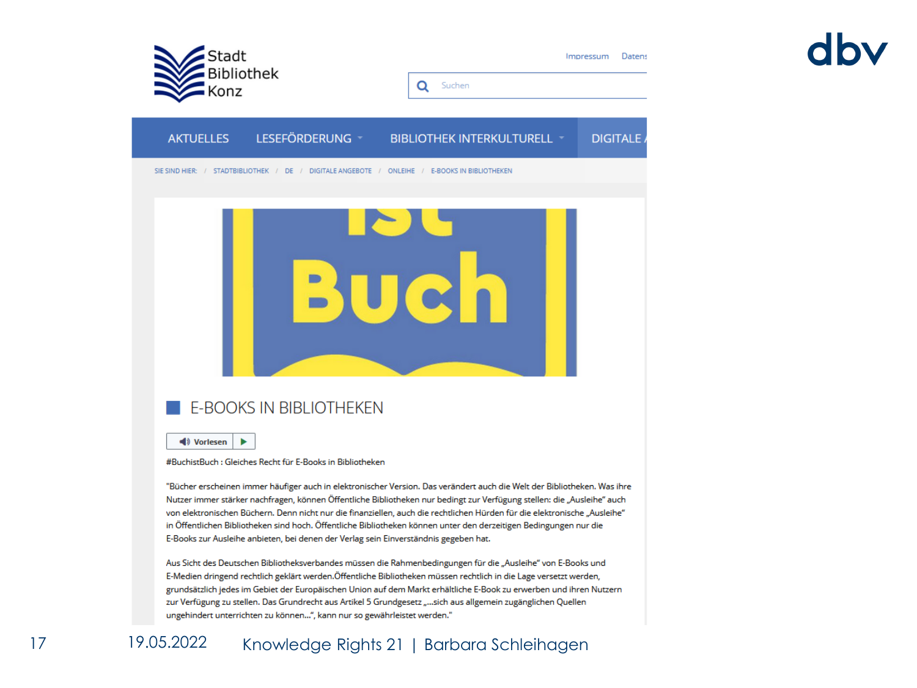Stadt Bibliothek Konz

Impressum Datens

Suchen

AKTUELLES | LESEFÖRDERUNG | BIBLIOTHEK INTERKULTURELL | DIGITALE

SIE SIND HIER: / STADTBIBLIOTHEK / DE / DIGITALE ANGEBOTE / ONLEIHE / E-BOOKS IN BIBLIOTHEKEN

ist Buch

## E-BOOKS IN BIBLIOTHEKEN

Vorlesen

#BuchistBuch : Gleiches Recht für E-Books in Bibliotheken

"Bücher erscheinen immer häufiger auch in elektronischer Version. Das verändert auch die Welt der Bibliotheken. Was ihre Nutzer immer stärker nachfragen, können Öffentliche Bibliotheken nur bedingt zur Verfügung stellen: die „Ausleihe" auch von elektronischen Büchern. Denn nicht nur die finanziellen, auch die rechtlichen Hürden für die elektronische „Ausleihe" in Öffentlichen Bibliotheken sind hoch. Öffentliche Bibliotheken können unter den derzeitigen Bedingungen nur die E-Books zur Ausleihe anbieten, bei denen der Verlag sein Einverständnis gegeben hat.

Aus Sicht des Deutschen Bibliotheksverbandes müssen die Rahmenbedingungen für die „Ausleihe" von E-Books und E-Medien dringend rechtlich geklärt werden.Öffentliche Bibliotheken müssen rechtlich in die Lage versetzt werden, grundsätzlich jedes im Gebiet der Europäischen Union auf dem Markt erhältliche E-Book zu erwerben und ihren Nutzern zur Verfügung zu stellen. Das Grundrecht aus Artikel 5 Grundgesetz „...sich aus allgemein zugänglichen Quellen ungehindert unterrichten zu können...", kann nur so gewährleistet werden."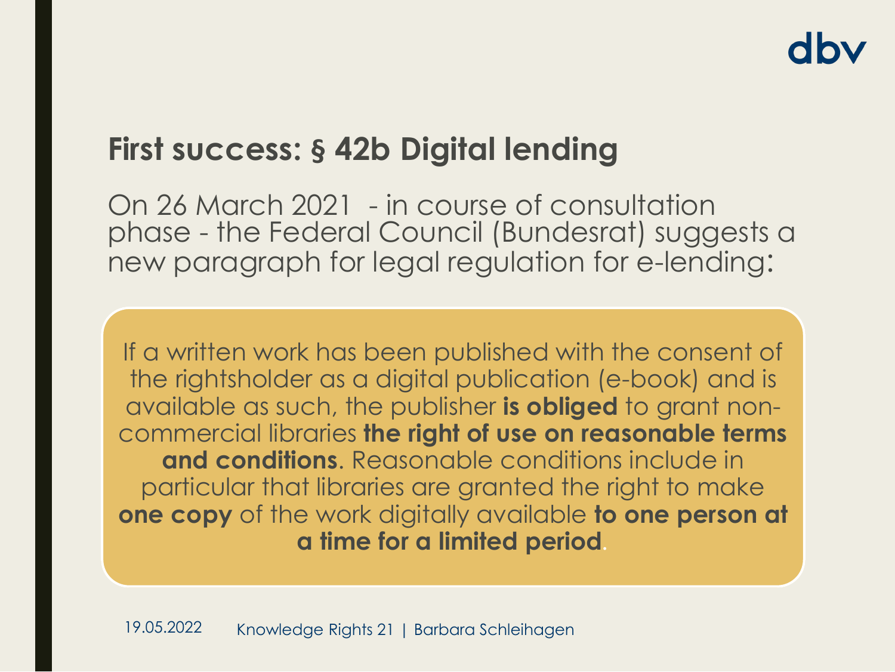## First success: § 42b Digital lending

On 26 March 2021 - in course of consultation phase - the Federal Council (Bundesrat) suggests a new paragraph for legal regulation for e-lending:

> If a written work has been published with the consent of the rightsholder as a digital publication (e-book) and is available as such, the publisher **is obliged** to grant non-commercial libraries **the right of use on reasonable terms and conditions**. Reasonable conditions include in particular that libraries are granted the right to make **one copy** of the work digitally available **to one person at a time for a limited period**.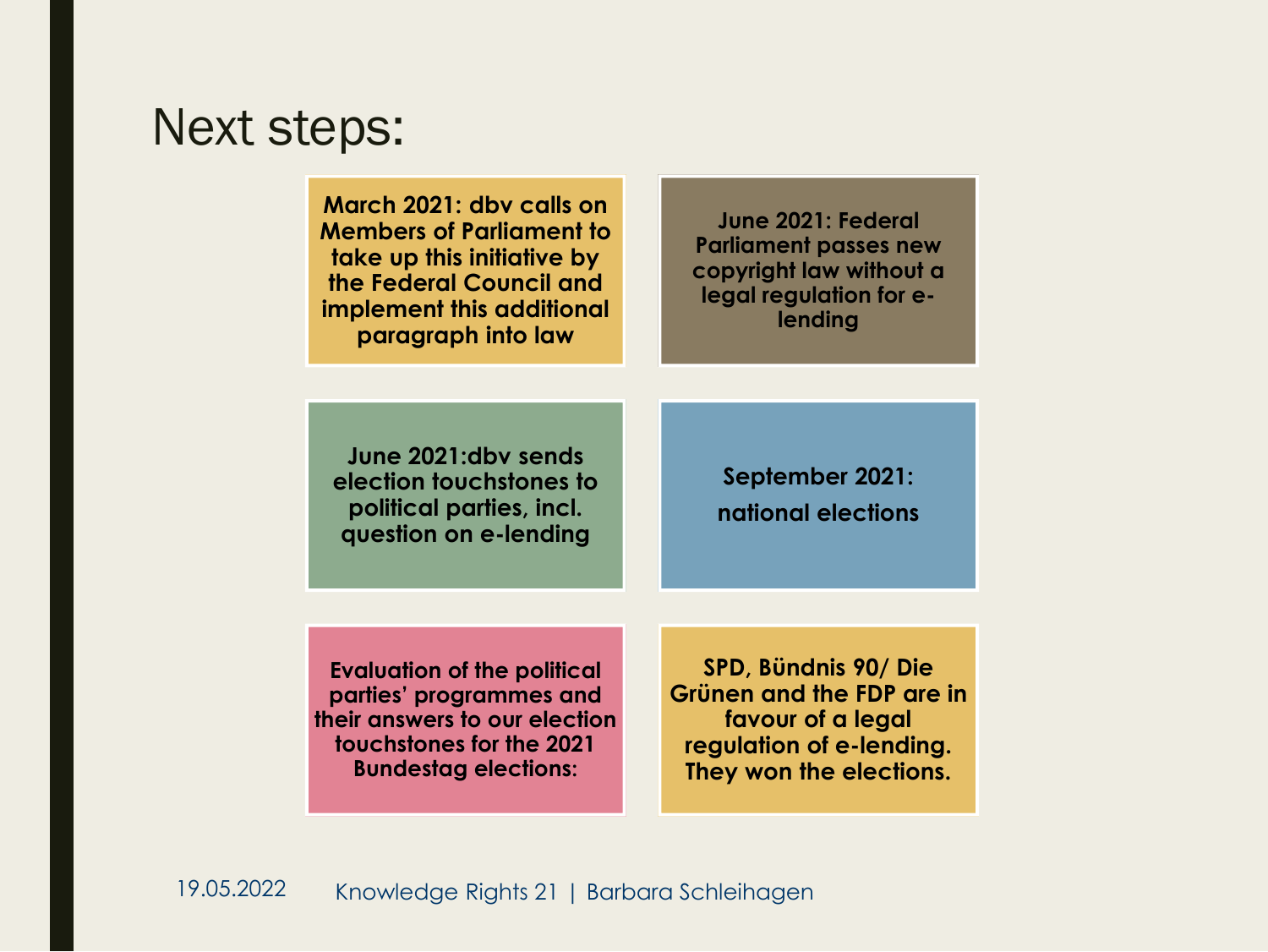# Next steps:

**March 2021: dbv calls on Members of Parliament to take up this initiative by the Federal Council and implement this additional paragraph into law**

**June 2021: Federal Parliament passes new copyright law without a legal regulation for e-lending**

**June 2021:dbv sends election touchstones to political parties, incl. question on e-lending**

**September 2021: national elections**

**Evaluation of the political parties' programmes and their answers to our election touchstones for the 2021 Bundestag elections:**

**SPD, Bündnis 90/ Die Grünen and the FDP are in favour of a legal regulation of e-lending. They won the elections.**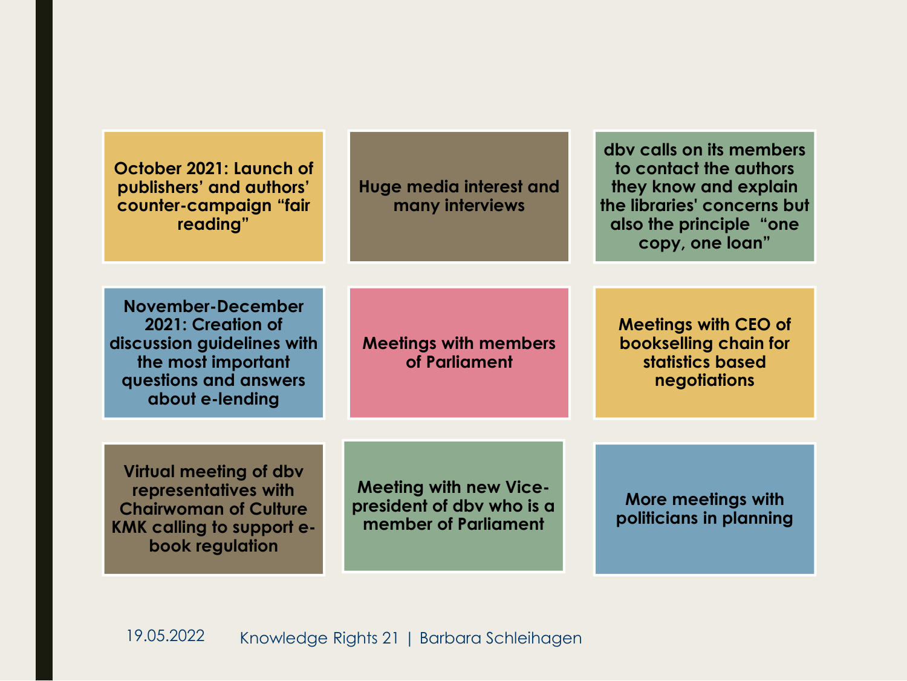**October 2021: Launch of publishers' and authors' counter-campaign "fair reading"**

**Huge media interest and many interviews**

**dbv calls on its members to contact the authors they know and explain the libraries' concerns but also the principle "one copy, one loan"**

**November-December 2021: Creation of discussion guidelines with the most important questions and answers about e-lending**

**Meetings with members of Parliament**

**Meetings with CEO of bookselling chain for statistics based negotiations**

**Virtual meeting of dbv representatives with Chairwoman of Culture KMK calling to support e-book regulation**

**Meeting with new Vice-president of dbv who is a member of Parliament**

**More meetings with politicians in planning**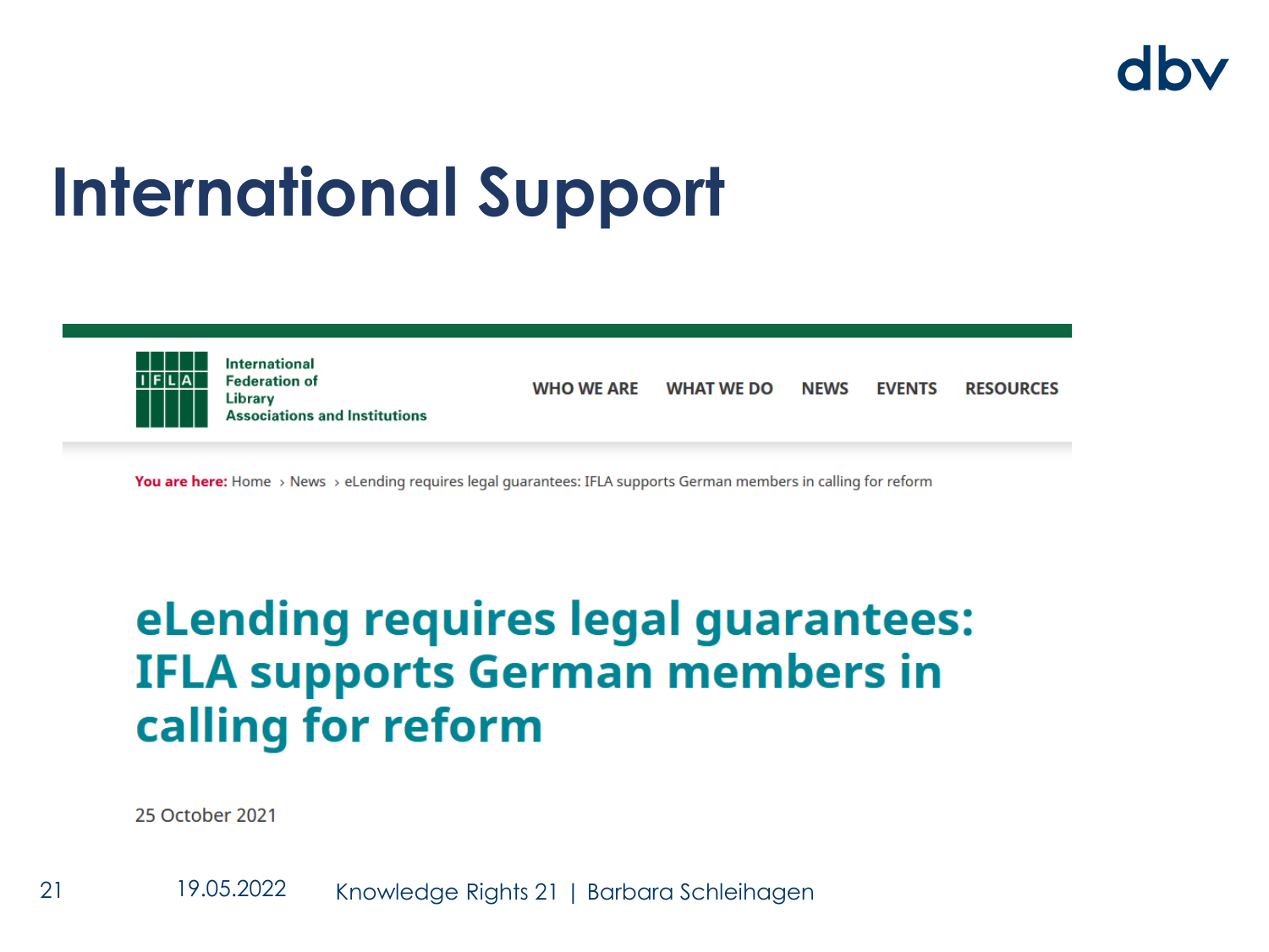# International Support

International Federation of Library Associations and Institutions

WHO WE ARE   WHAT WE DO   NEWS   EVENTS   RESOURCES

You are here: Home › News › eLending requires legal guarantees: IFLA supports German members in calling for reform

## eLending requires legal guarantees: IFLA supports German members in calling for reform

25 October 2021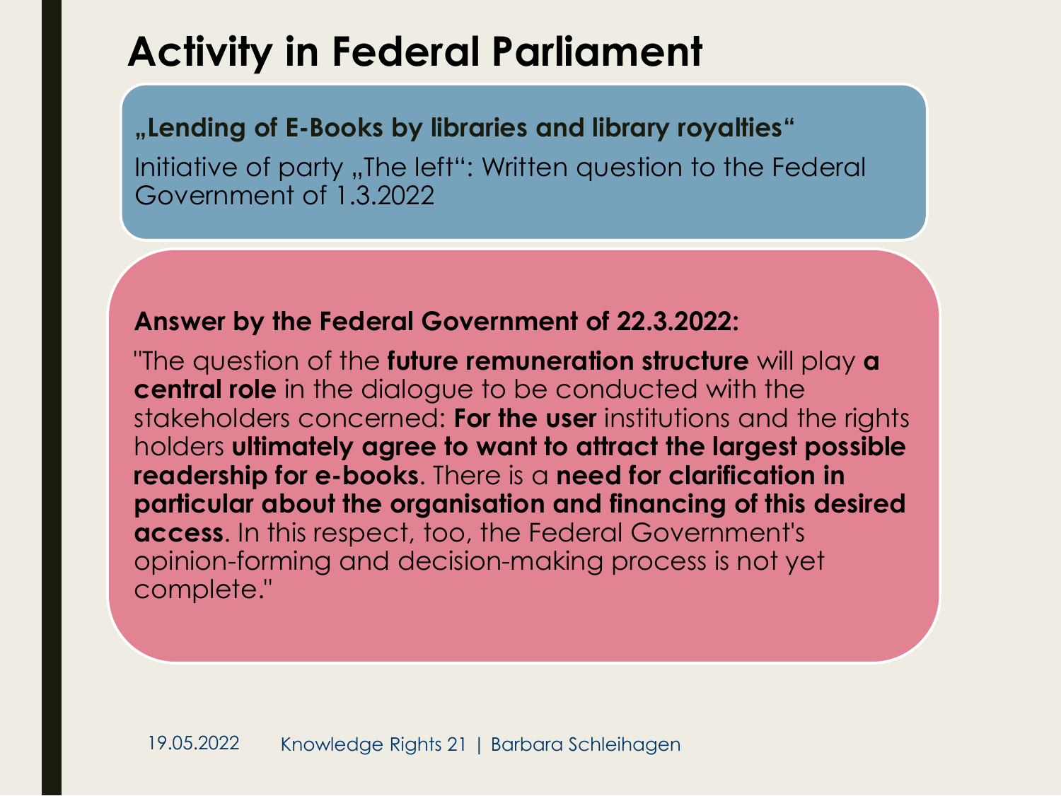# Activity in Federal Parliament

**„Lending of E-Books by libraries and library royalties“**

Initiative of party „The left“: Written question to the Federal Government of 1.3.2022

**Answer by the Federal Government of 22.3.2022:**

"The question of the **future remuneration structure** will play **a central role** in the dialogue to be conducted with the stakeholders concerned: **For the user** institutions and the rights holders **ultimately agree to want to attract the largest possible readership for e-books**. There is a **need for clarification in particular about the organisation and financing of this desired access**. In this respect, too, the Federal Government's opinion-forming and decision-making process is not yet complete."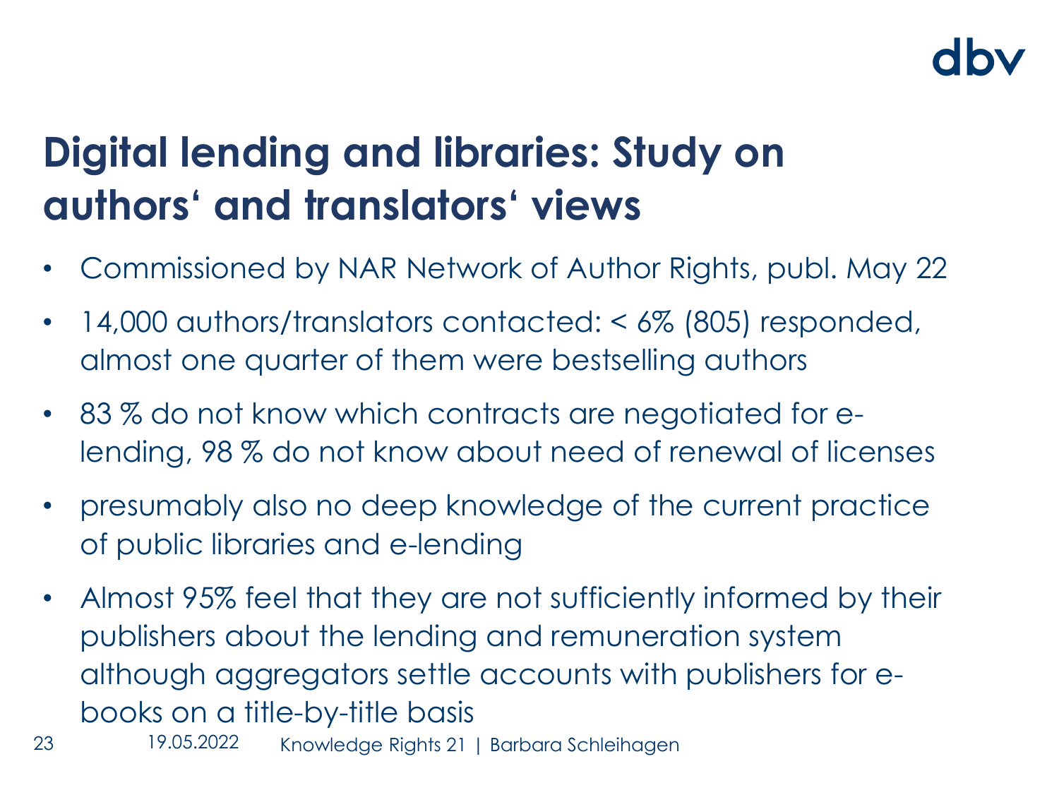# Digital lending and libraries: Study on authors‘ and translators‘ views

- Commissioned by NAR Network of Author Rights, publ. May 22
- 14,000 authors/translators contacted: < 6% (805) responded, almost one quarter of them were bestselling authors
- 83 % do not know which contracts are negotiated for e-lending, 98 % do not know about need of renewal of licenses
- presumably also no deep knowledge of the current practice of public libraries and e-lending
- Almost 95% feel that they are not sufficiently informed by their publishers about the lending and remuneration system although aggregators settle accounts with publishers for e-books on a title-by-title basis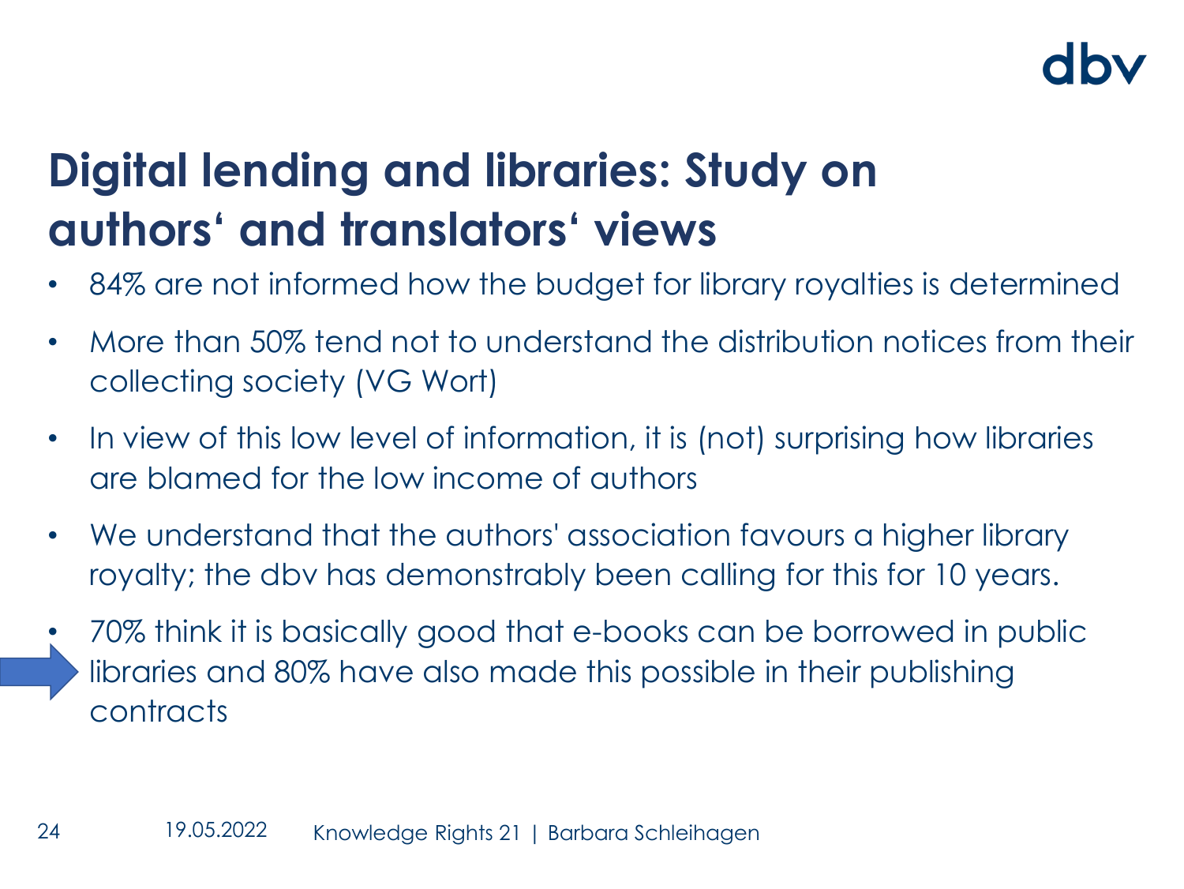## Digital lending and libraries: Study on authors‘ and translators‘ views

- 84% are not informed how the budget for library royalties is determined
- More than 50% tend not to understand the distribution notices from their collecting society (VG Wort)
- In view of this low level of information, it is (not) surprising how libraries are blamed for the low income of authors
- We understand that the authors' association favours a higher library royalty; the dbv has demonstrably been calling for this for 10 years.
- 70% think it is basically good that e-books can be borrowed in public libraries and 80% have also made this possible in their publishing contracts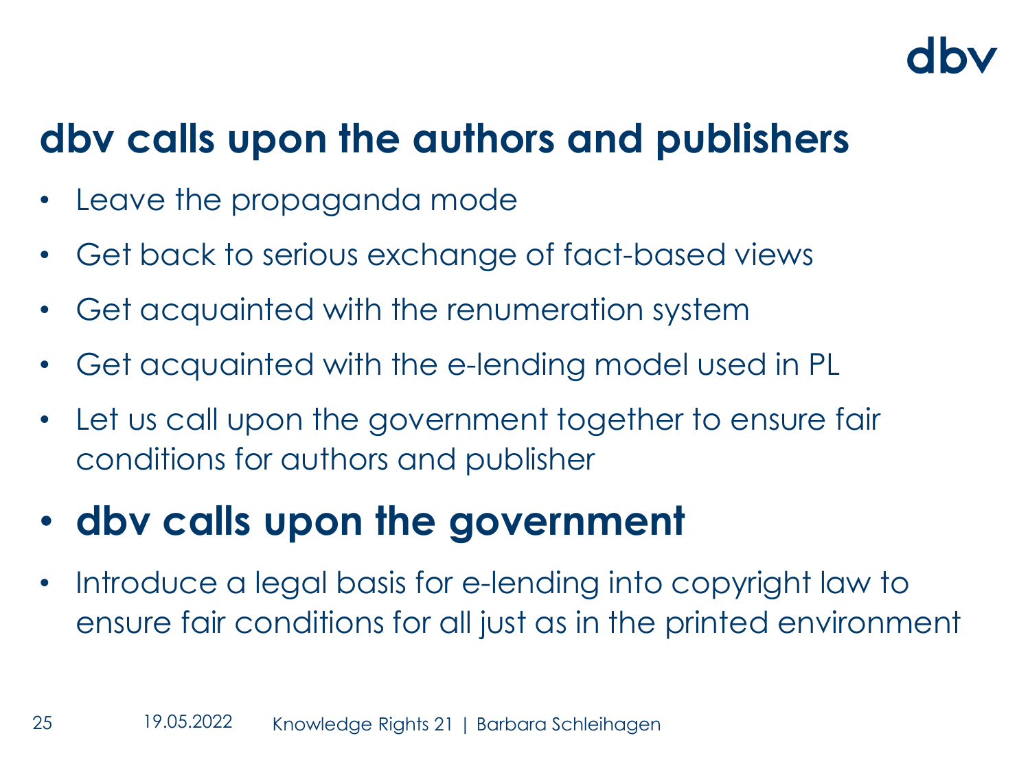dbv

# dbv calls upon the authors and publishers

- Leave the propaganda mode
- Get back to serious exchange of fact-based views
- Get acquainted with the renumeration system
- Get acquainted with the e-lending model used in PL
- Let us call upon the government together to ensure fair conditions for authors and publisher
- **dbv calls upon the government**
- Introduce a legal basis for e-lending into copyright law to ensure fair conditions for all just as in the printed environment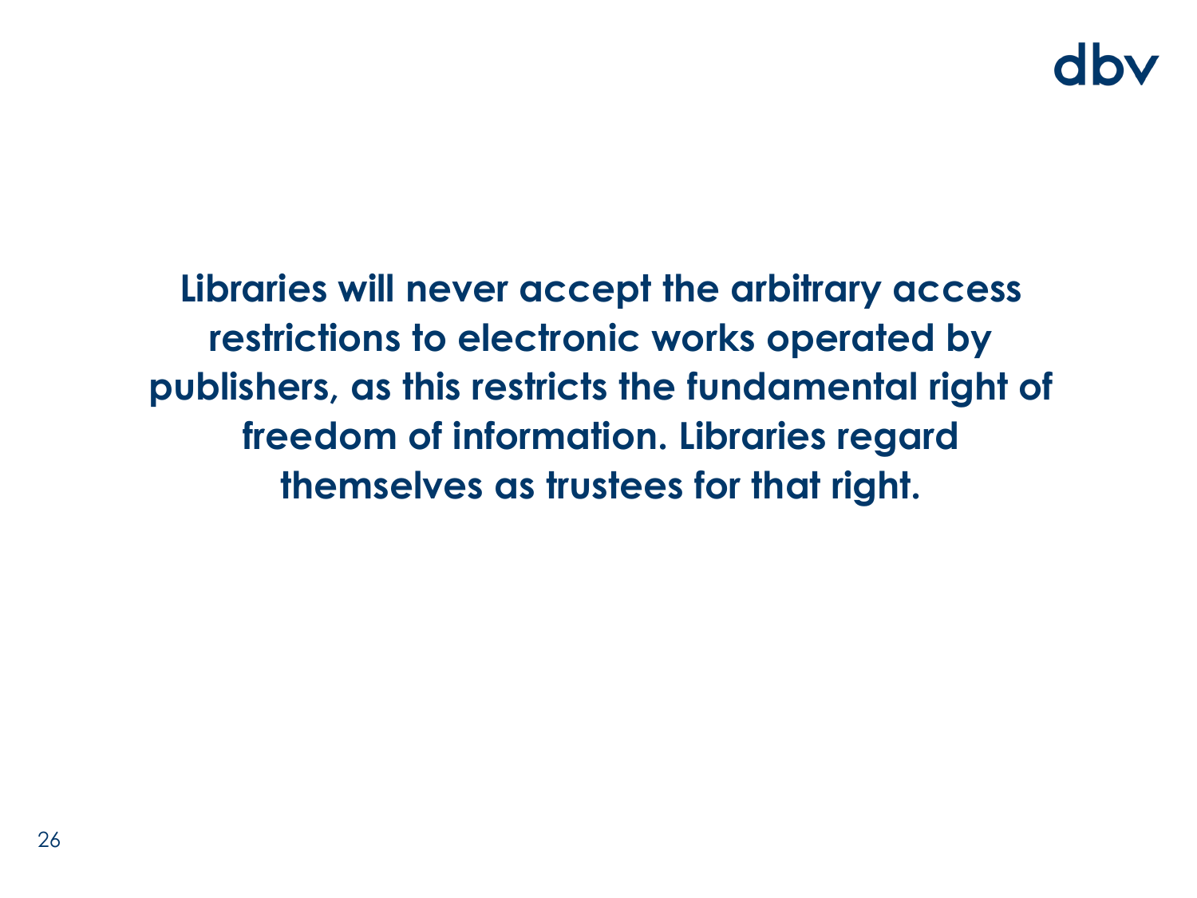**Libraries will never accept the arbitrary access restrictions to electronic works operated by publishers, as this restricts the fundamental right of freedom of information. Libraries regard themselves as trustees for that right.**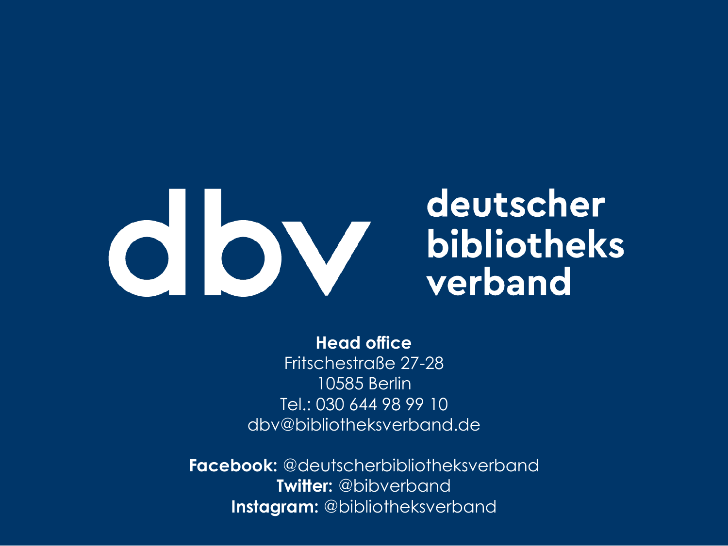dbv

deutscher bibliotheks verband

**Head office**
Fritschestraße 27-28
10585 Berlin
Tel.: 030 644 98 99 10
dbv@bibliotheksverband.de

**Facebook:** @deutscherbibliotheksverband
**Twitter:** @bibverband
**Instagram:** @bibliotheksverband